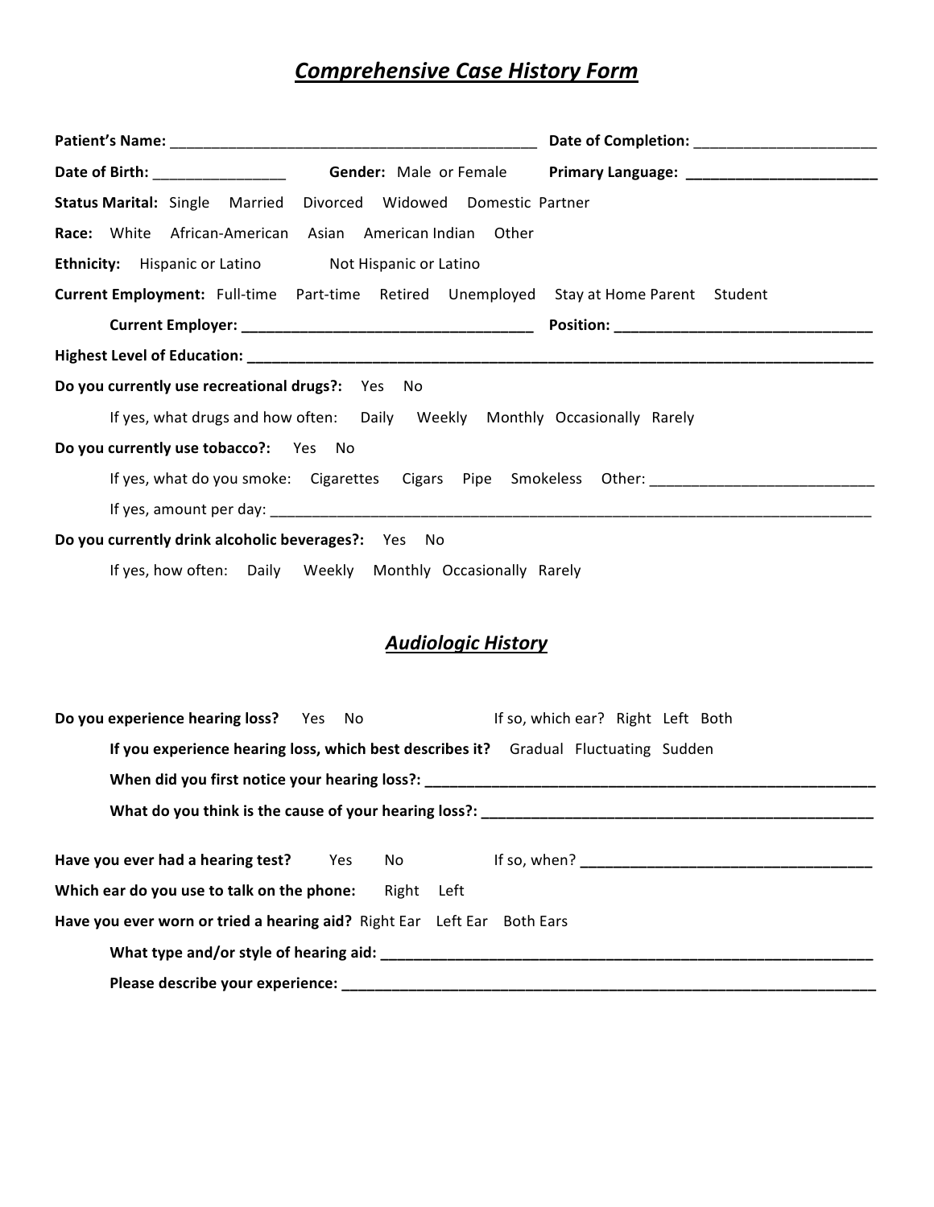# *Comprehensive Case History Form*

**Patient's Name:** _____________________________________________ **Date of Completion:** ______________________

**Date of Birth:** ________________ **Gender:** Male or Female **Primary Language:** ________________________

**Status Marital:** Single Married Divorced Widowed Domestic Partner

**Race:** White African-American Asian American Indian Other

**Ethnicity:** Hispanic or Latino Not Hispanic or Latino

**Current Employment:** Full-time Part-time Retired Unemployed Stay at Home Parent Student

**Current Employer:** ___________________________________ **Position:** _______________________________

**Highest Level of Education:** _____________________________________________________________________________

**Do you currently use recreational drugs?:** Yes No

If yes, what drugs and how often: Daily Weekly Monthly Occasionally Rarely

**Do you currently use tobacco?:** Yes No

If yes, what do you smoke: Cigarettes Cigars Pipe Smokeless Other: __________________________

If yes, amount per day: ____________________________________________________________________________

**Do you currently drink alcoholic beverages?:** Yes No

If yes, how often: Daily Weekly Monthly Occasionally Rarely

## *Audiologic History*

**Do you experience hearing loss?** Yes No If so, which ear? Right Left Both

**If you experience hearing loss, which best describes it?** Gradual Fluctuating Sudden

**When did you first notice your hearing loss?:** _________________________________________________________

**What do you think is the cause of your hearing loss?:** _________________________________________________

**Have you ever had a hearing test?** Yes No If so, when? ___________________________________

**Which ear do you use to talk on the phone:** Right Left

**Have you ever worn or tried a hearing aid?** Right Ear Left Ear Both Ears

**What type and/or style of hearing aid:** ____________________________________________________________

**Please describe your experience:** __________________________________________________________________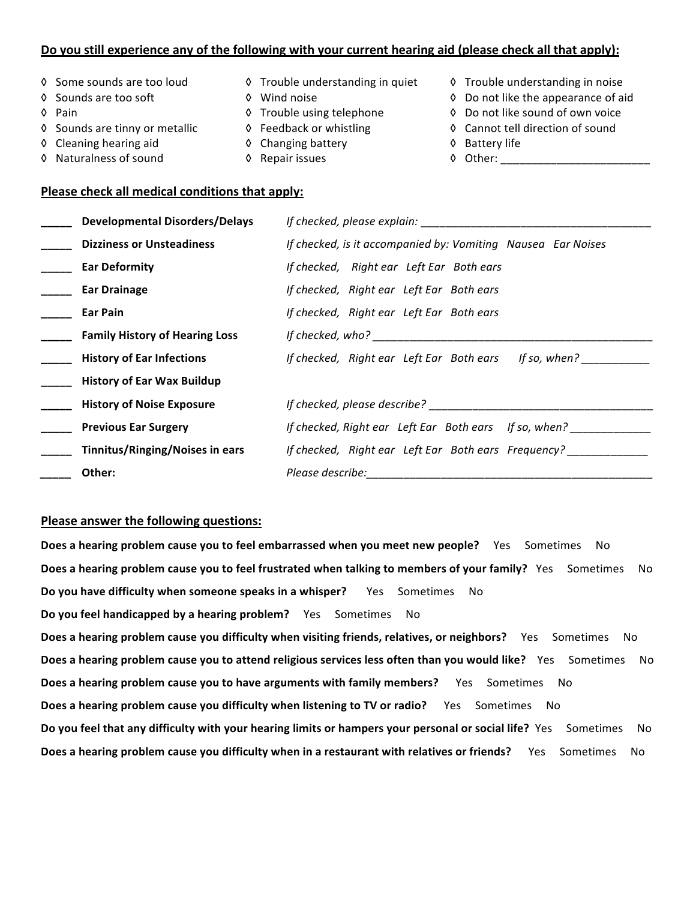**Do you still experience any of the following with your current hearing aid (please check all that apply):**

- ◊ Some sounds are too loud
- ◊ Sounds are too soft
- ◊ Pain
- ◊ Sounds are tinny or metallic
- ◊ Cleaning hearing aid
- ◊ Naturalness of sound
- ◊ Trouble understanding in quiet
- ◊ Wind noise
- ◊ Trouble using telephone
- ◊ Feedback or whistling
- ◊ Changing battery
- ◊ Repair issues
- ◊ Trouble understanding in noise
- ◊ Do not like the appearance of aid
- ◊ Do not like sound of own voice
- ◊ Cannot tell direction of sound
- ◊ Battery life
- ◊ Other: ________________________

**Please check all medical conditions that apply:**

| | | |
|---|---|---|
| _____ | **Developmental Disorders/Delays** | *If checked, please explain:* ______________________________________ |
| _____ | **Dizziness or Unsteadiness** | *If checked, is it accompanied by: Vomiting Nausea Ear Noises* |
| _____ | **Ear Deformity** | *If checked, Right ear Left Ear Both ears* |
| _____ | **Ear Drainage** | *If checked, Right ear Left Ear Both ears* |
| _____ | **Ear Pain** | *If checked, Right ear Left Ear Both ears* |
| _____ | **Family History of Hearing Loss** | *If checked, who?* _______________________________________________ |
| _____ | **History of Ear Infections** | *If checked, Right ear Left Ear Both ears If so, when?* ___________ |
| _____ | **History of Ear Wax Buildup** | |
| _____ | **History of Noise Exposure** | *If checked, please describe?* ____________________________________ |
| _____ | **Previous Ear Surgery** | *If checked, Right ear Left Ear Both ears If so, when?* _____________ |
| _____ | **Tinnitus/Ringing/Noises in ears** | *If checked, Right ear Left Ear Both ears Frequency?* _____________ |
| _____ | **Other:** | *Please describe:*_______________________________________________ |

**Please answer the following questions:**

**Does a hearing problem cause you to feel embarrassed when you meet new people?** Yes Sometimes No

**Does a hearing problem cause you to feel frustrated when talking to members of your family?** Yes Sometimes No

**Do you have difficulty when someone speaks in a whisper?** Yes Sometimes No

**Do you feel handicapped by a hearing problem?** Yes Sometimes No

**Does a hearing problem cause you difficulty when visiting friends, relatives, or neighbors?** Yes Sometimes No

**Does a hearing problem cause you to attend religious services less often than you would like?** Yes Sometimes No

**Does a hearing problem cause you to have arguments with family members?** Yes Sometimes No

**Does a hearing problem cause you difficulty when listening to TV or radio?** Yes Sometimes No

**Do you feel that any difficulty with your hearing limits or hampers your personal or social life?** Yes Sometimes No

**Does a hearing problem cause you difficulty when in a restaurant with relatives or friends?** Yes Sometimes No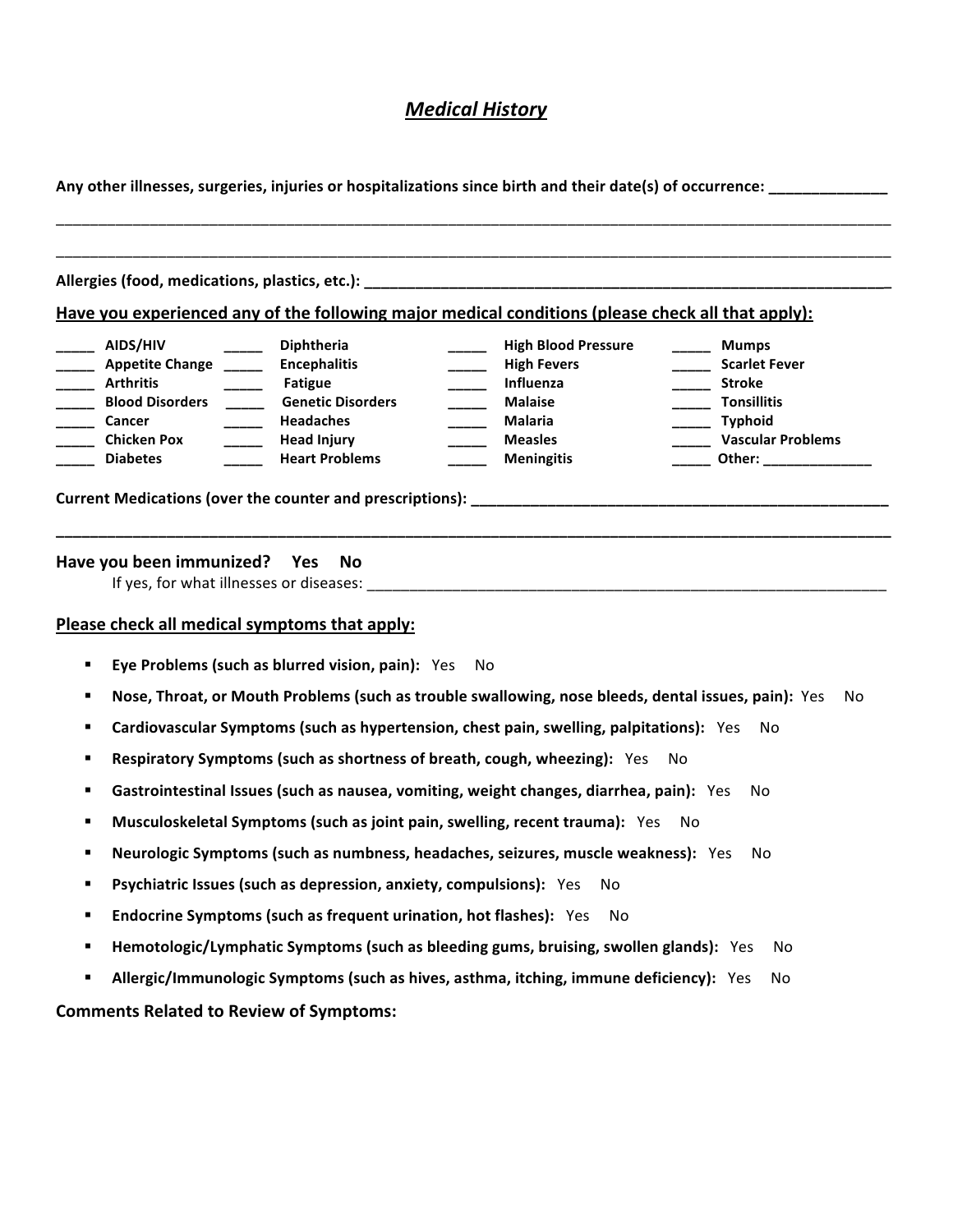# *Medical History*

**Any other illnesses, surgeries, injuries or hospitalizations since birth and their date(s) of occurrence:** ______________

____________________________________________________________________________________________________

____________________________________________________________________________________________________

**Allergies (food, medications, plastics, etc.):** _______________________________________________________________

**Have you experienced any of the following major medical conditions (please check all that apply):**

| | | | | | | | |
|---|---|---|---|---|---|---|---|
| _____ | **AIDS/HIV** | _____ | **Diphtheria** | _____ | **High Blood Pressure** | _____ | **Mumps** |
| _____ | **Appetite Change** | _____ | **Encephalitis** | _____ | **High Fevers** | _____ | **Scarlet Fever** |
| _____ | **Arthritis** | _____ | **Fatigue** | _____ | **Influenza** | _____ | **Stroke** |
| _____ | **Blood Disorders** | _____ | **Genetic Disorders** | _____ | **Malaise** | _____ | **Tonsillitis** |
| _____ | **Cancer** | _____ | **Headaches** | _____ | **Malaria** | _____ | **Typhoid** |
| _____ | **Chicken Pox** | _____ | **Head Injury** | _____ | **Measles** | _____ | **Vascular Problems** |
| _____ | **Diabetes** | _____ | **Heart Problems** | _____ | **Meningitis** | _____ | **Other:** ______________ |

**Current Medications (over the counter and prescriptions):** ____________________________________________________

____________________________________________________________________________________________________

**Have you been immunized? Yes No**

If yes, for what illnesses or diseases: _________________________________________________________________

**Please check all medical symptoms that apply:**

- **Eye Problems (such as blurred vision, pain):** Yes No
- **Nose, Throat, or Mouth Problems (such as trouble swallowing, nose bleeds, dental issues, pain):** Yes No
- **Cardiovascular Symptoms (such as hypertension, chest pain, swelling, palpitations):** Yes No
- **Respiratory Symptoms (such as shortness of breath, cough, wheezing):** Yes No
- **Gastrointestinal Issues (such as nausea, vomiting, weight changes, diarrhea, pain):** Yes No
- **Musculoskeletal Symptoms (such as joint pain, swelling, recent trauma):** Yes No
- **Neurologic Symptoms (such as numbness, headaches, seizures, muscle weakness):** Yes No
- **Psychiatric Issues (such as depression, anxiety, compulsions):** Yes No
- **Endocrine Symptoms (such as frequent urination, hot flashes):** Yes No
- **Hemotologic/Lymphatic Symptoms (such as bleeding gums, bruising, swollen glands):** Yes No
- **Allergic/Immunologic Symptoms (such as hives, asthma, itching, immune deficiency):** Yes No

**Comments Related to Review of Symptoms:**